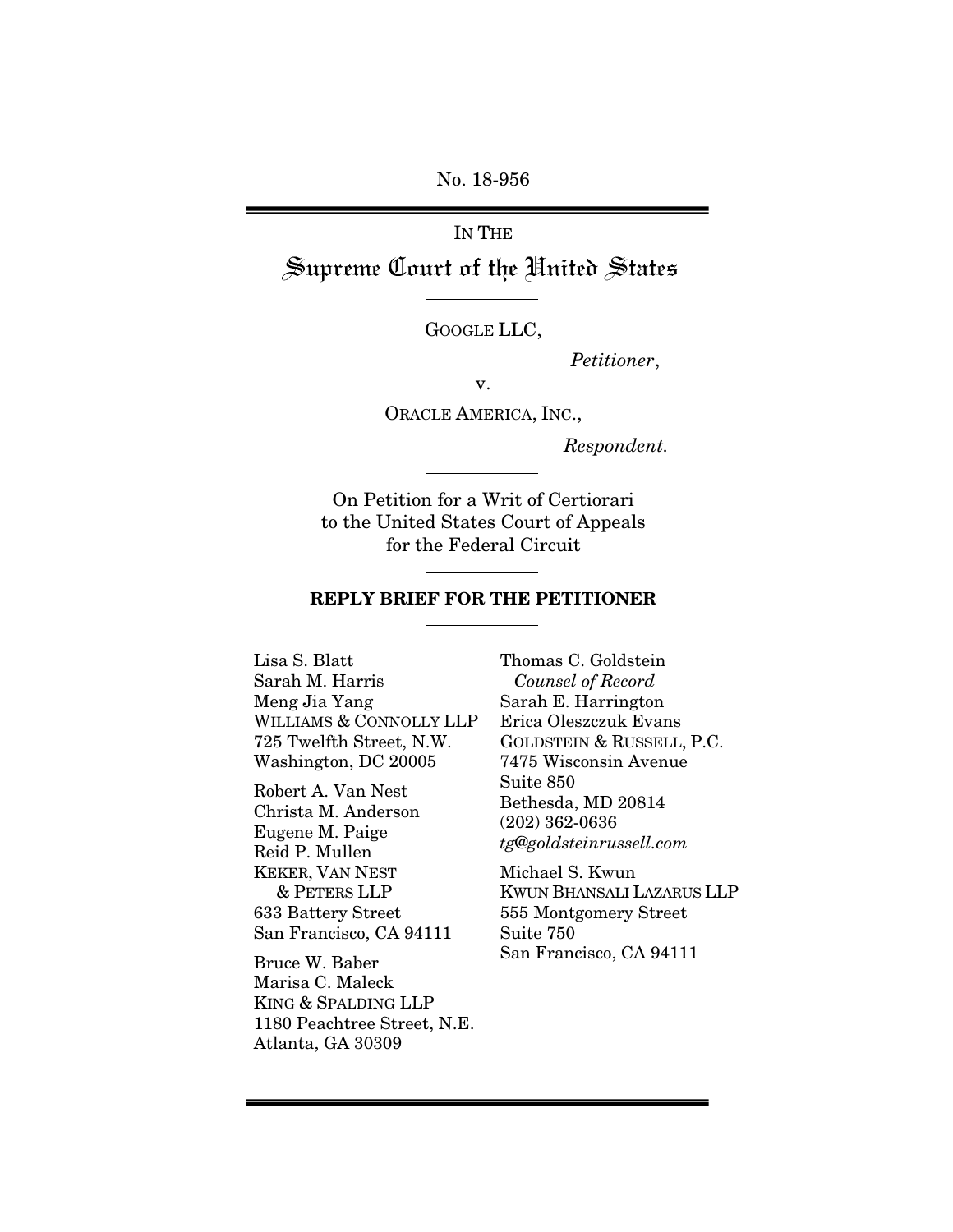No. 18-956

IN THE

# Supreme Court of the United States

GOOGLE LLC,

*Petitioner*,

v.

ORACLE AMERICA, INC.,

*Respondent.*

On Petition for a Writ of Certiorari to the United States Court of Appeals for the Federal Circuit

**REPLY BRIEF FOR THE PETITIONER**

Lisa S. Blatt
Sarah M. Harris
Meng Jia Yang
WILLIAMS & CONNOLLY LLP
725 Twelfth Street, N.W.
Washington, DC 20005

Robert A. Van Nest
Christa M. Anderson
Eugene M. Paige
Reid P. Mullen
KEKER, VAN NEST & PETERS LLP
633 Battery Street
San Francisco, CA 94111

Bruce W. Baber
Marisa C. Maleck
KING & SPALDING LLP
1180 Peachtree Street, N.E.
Atlanta, GA 30309

Thomas C. Goldstein
*Counsel of Record*
Sarah E. Harrington
Erica Oleszczuk Evans
GOLDSTEIN & RUSSELL, P.C.
7475 Wisconsin Avenue
Suite 850
Bethesda, MD 20814
(202) 362-0636
*tg@goldsteinrussell.com*

Michael S. Kwun
KWUN BHANSALI LAZARUS LLP
555 Montgomery Street
Suite 750
San Francisco, CA 94111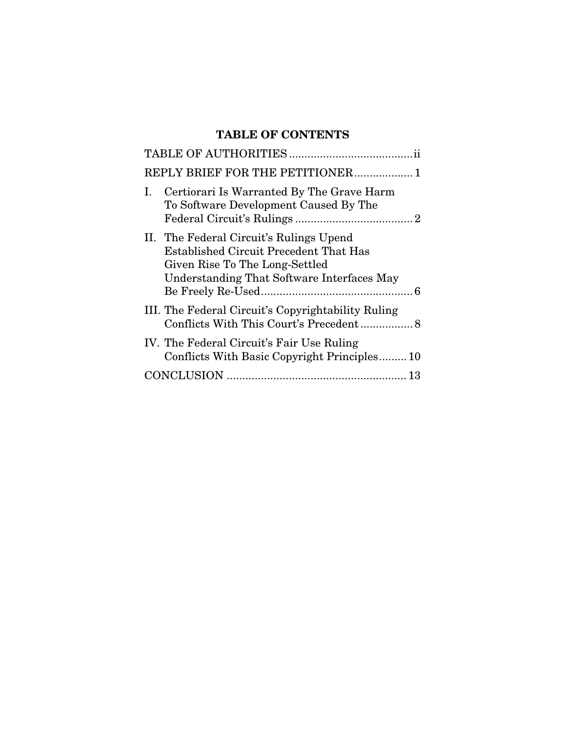## TABLE OF CONTENTS

TABLE OF AUTHORITIES ........................................ ii

REPLY BRIEF FOR THE PETITIONER .................. 1

I. Certiorari Is Warranted By The Grave Harm To Software Development Caused By The Federal Circuit's Rulings ..................................... 2

II. The Federal Circuit's Rulings Upend Established Circuit Precedent That Has Given Rise To The Long-Settled Understanding That Software Interfaces May Be Freely Re-Used ................................................ 6

III. The Federal Circuit's Copyrightability Ruling Conflicts With This Court's Precedent ................ 8

IV. The Federal Circuit's Fair Use Ruling Conflicts With Basic Copyright Principles ......... 10

CONCLUSION ......................................................... 13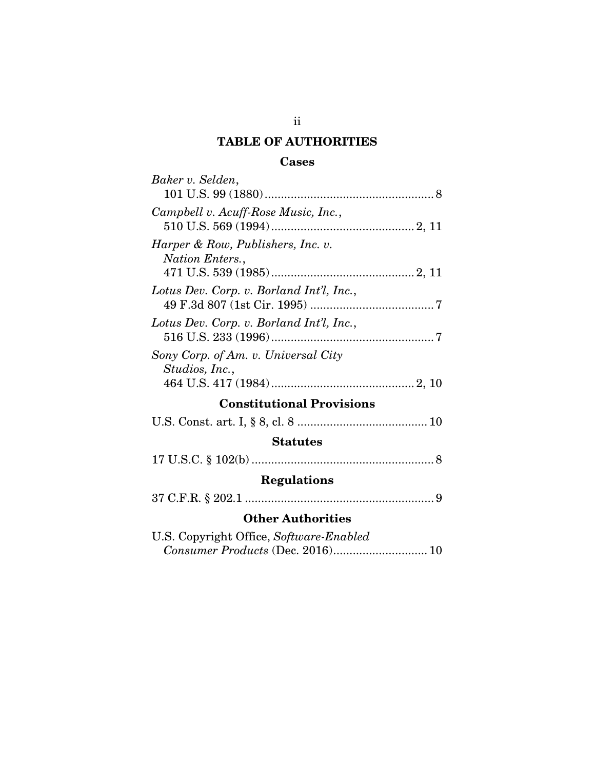# TABLE OF AUTHORITIES

## Cases

*Baker v. Selden*,
101 U.S. 99 (1880) .................................................... 8

*Campbell v. Acuff-Rose Music, Inc.*,
510 U.S. 569 (1994) ............................................ 2, 11

*Harper & Row, Publishers, Inc. v. Nation Enters.*,
471 U.S. 539 (1985) ............................................ 2, 11

*Lotus Dev. Corp. v. Borland Int'l, Inc.*,
49 F.3d 807 (1st Cir. 1995) ...................................... 7

*Lotus Dev. Corp. v. Borland Int'l, Inc.*,
516 U.S. 233 (1996) .................................................. 7

*Sony Corp. of Am. v. Universal City Studios, Inc.*,
464 U.S. 417 (1984) ............................................ 2, 10

## Constitutional Provisions

U.S. Const. art. I, § 8, cl. 8 ........................................ 10

## Statutes

17 U.S.C. § 102(b) ........................................................ 8

## Regulations

37 C.F.R. § 202.1 .......................................................... 9

## Other Authorities

U.S. Copyright Office, *Software-Enabled Consumer Products* (Dec. 2016)............................ 10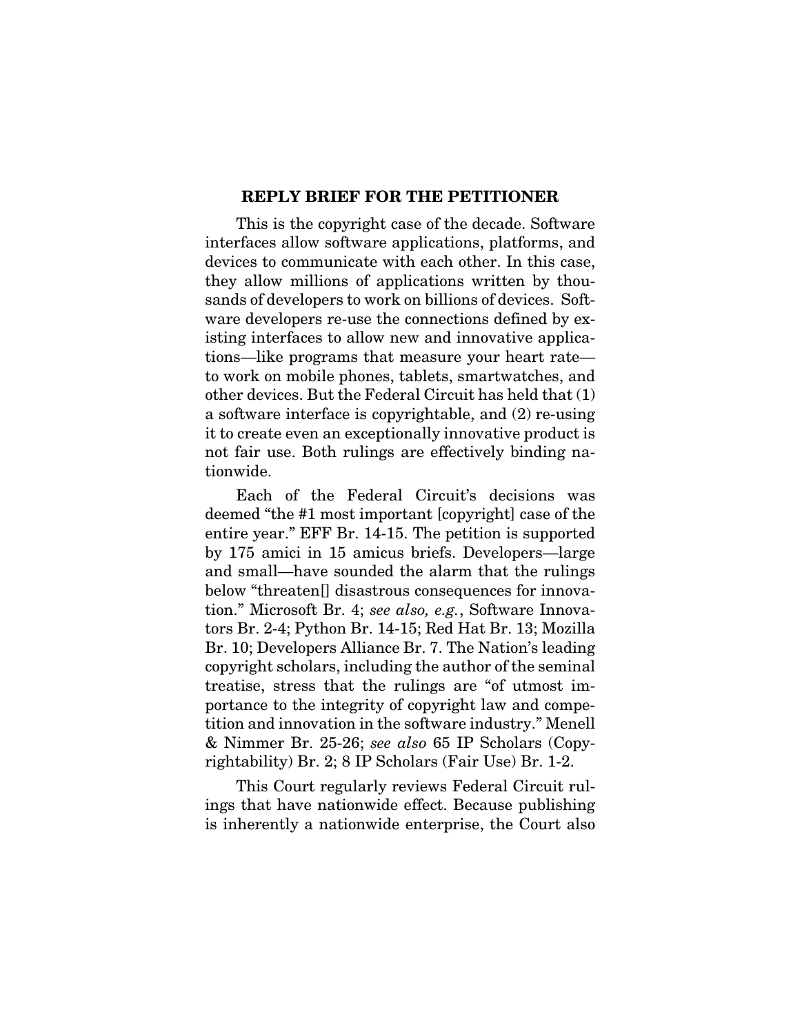## REPLY BRIEF FOR THE PETITIONER

This is the copyright case of the decade. Software interfaces allow software applications, platforms, and devices to communicate with each other. In this case, they allow millions of applications written by thousands of developers to work on billions of devices. Software developers re-use the connections defined by existing interfaces to allow new and innovative applications—like programs that measure your heart rate—to work on mobile phones, tablets, smartwatches, and other devices. But the Federal Circuit has held that (1) a software interface is copyrightable, and (2) re-using it to create even an exceptionally innovative product is not fair use. Both rulings are effectively binding nationwide.

Each of the Federal Circuit's decisions was deemed "the #1 most important [copyright] case of the entire year." EFF Br. 14-15. The petition is supported by 175 amici in 15 amicus briefs. Developers—large and small—have sounded the alarm that the rulings below "threaten[] disastrous consequences for innovation." Microsoft Br. 4; *see also, e.g.*, Software Innovators Br. 2-4; Python Br. 14-15; Red Hat Br. 13; Mozilla Br. 10; Developers Alliance Br. 7. The Nation's leading copyright scholars, including the author of the seminal treatise, stress that the rulings are "of utmost importance to the integrity of copyright law and competition and innovation in the software industry." Menell & Nimmer Br. 25-26; *see also* 65 IP Scholars (Copyrightability) Br. 2; 8 IP Scholars (Fair Use) Br. 1-2.

This Court regularly reviews Federal Circuit rulings that have nationwide effect. Because publishing is inherently a nationwide enterprise, the Court also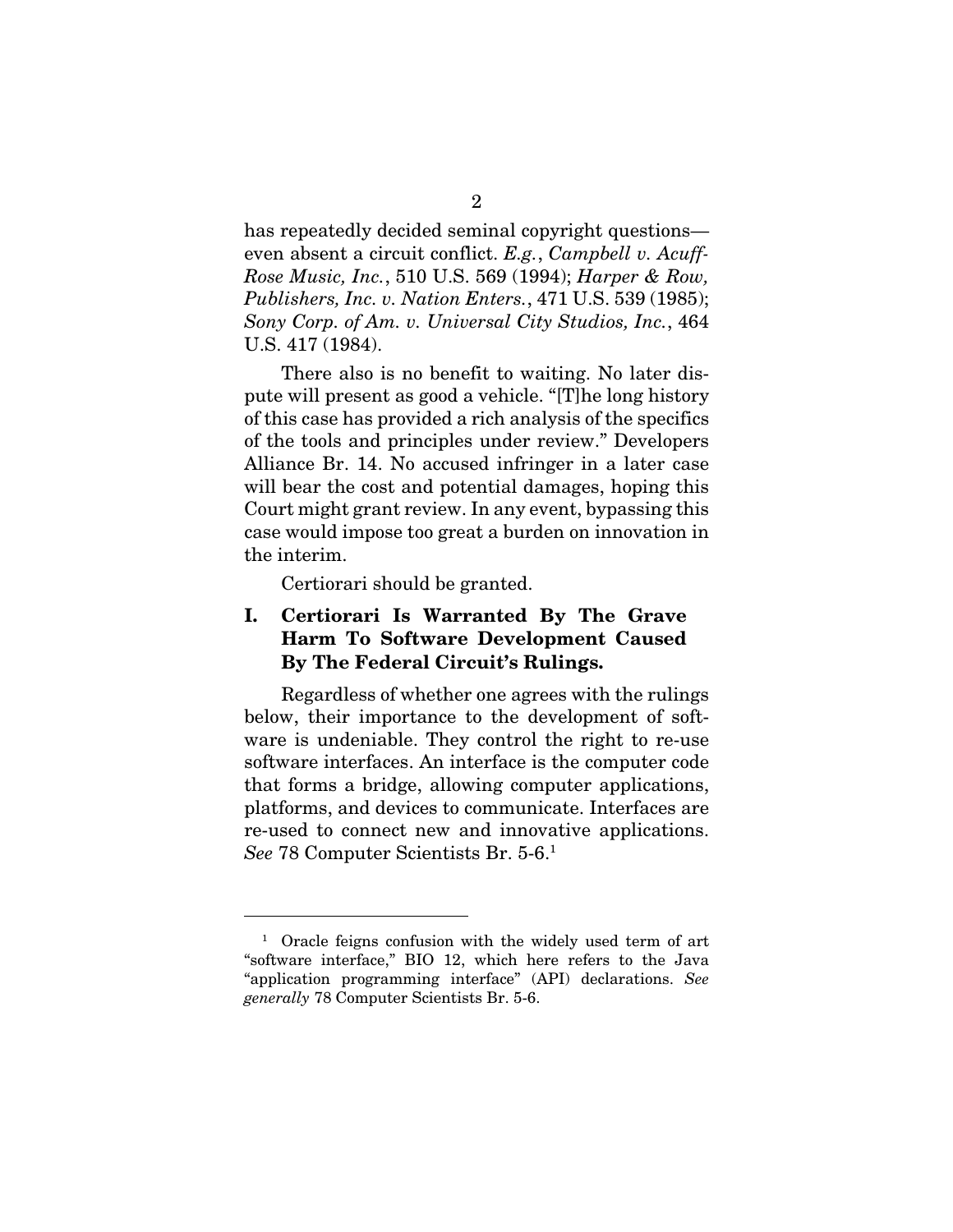has repeatedly decided seminal copyright questions—even absent a circuit conflict. *E.g.*, *Campbell v. Acuff-Rose Music, Inc.*, 510 U.S. 569 (1994); *Harper & Row, Publishers, Inc. v. Nation Enters.*, 471 U.S. 539 (1985); *Sony Corp. of Am. v. Universal City Studios, Inc.*, 464 U.S. 417 (1984).

There also is no benefit to waiting. No later dispute will present as good a vehicle. "[T]he long history of this case has provided a rich analysis of the specifics of the tools and principles under review." Developers Alliance Br. 14. No accused infringer in a later case will bear the cost and potential damages, hoping this Court might grant review. In any event, bypassing this case would impose too great a burden on innovation in the interim.

Certiorari should be granted.

## I. Certiorari Is Warranted By The Grave Harm To Software Development Caused By The Federal Circuit's Rulings.

Regardless of whether one agrees with the rulings below, their importance to the development of software is undeniable. They control the right to re-use software interfaces. An interface is the computer code that forms a bridge, allowing computer applications, platforms, and devices to communicate. Interfaces are re-used to connect new and innovative applications. *See* 78 Computer Scientists Br. 5-6.[1]

---

[1] Oracle feigns confusion with the widely used term of art "software interface," BIO 12, which here refers to the Java "application programming interface" (API) declarations. *See generally* 78 Computer Scientists Br. 5-6.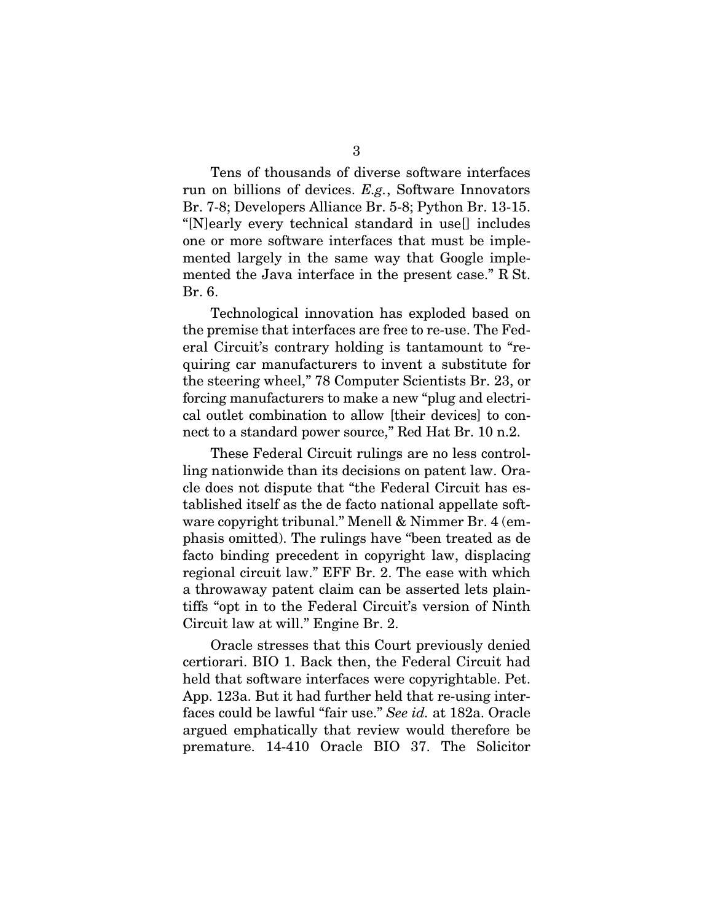Tens of thousands of diverse software interfaces run on billions of devices. *E.g.*, Software Innovators Br. 7-8; Developers Alliance Br. 5-8; Python Br. 13-15. "[N]early every technical standard in use[] includes one or more software interfaces that must be implemented largely in the same way that Google implemented the Java interface in the present case." R St. Br. 6.

Technological innovation has exploded based on the premise that interfaces are free to re-use. The Federal Circuit's contrary holding is tantamount to "requiring car manufacturers to invent a substitute for the steering wheel," 78 Computer Scientists Br. 23, or forcing manufacturers to make a new "plug and electrical outlet combination to allow [their devices] to connect to a standard power source," Red Hat Br. 10 n.2.

These Federal Circuit rulings are no less controlling nationwide than its decisions on patent law. Oracle does not dispute that "the Federal Circuit has established itself as the de facto national appellate software copyright tribunal." Menell & Nimmer Br. 4 (emphasis omitted). The rulings have "been treated as de facto binding precedent in copyright law, displacing regional circuit law." EFF Br. 2. The ease with which a throwaway patent claim can be asserted lets plaintiffs "opt in to the Federal Circuit's version of Ninth Circuit law at will." Engine Br. 2.

Oracle stresses that this Court previously denied certiorari. BIO 1. Back then, the Federal Circuit had held that software interfaces were copyrightable. Pet. App. 123a. But it had further held that re-using interfaces could be lawful "fair use." *See id.* at 182a. Oracle argued emphatically that review would therefore be premature. 14-410 Oracle BIO 37. The Solicitor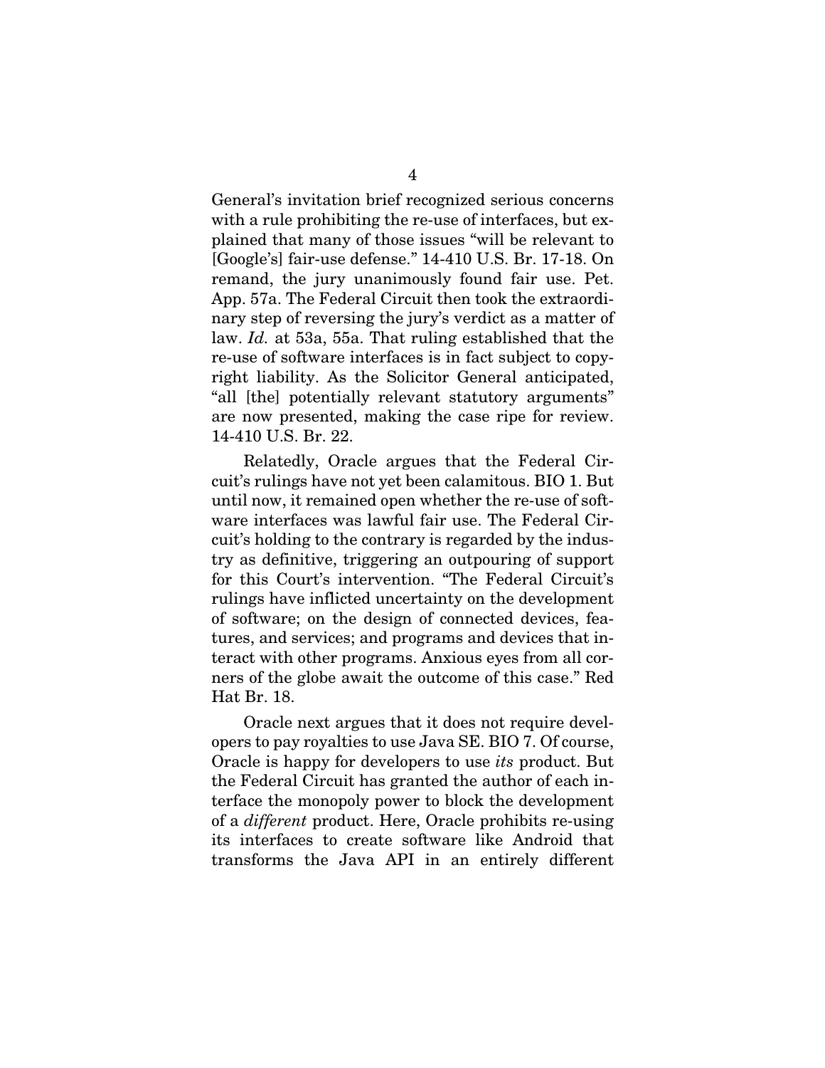General's invitation brief recognized serious concerns with a rule prohibiting the re-use of interfaces, but explained that many of those issues "will be relevant to [Google's] fair-use defense." 14-410 U.S. Br. 17-18. On remand, the jury unanimously found fair use. Pet. App. 57a. The Federal Circuit then took the extraordinary step of reversing the jury's verdict as a matter of law. *Id.* at 53a, 55a. That ruling established that the re-use of software interfaces is in fact subject to copyright liability. As the Solicitor General anticipated, "all [the] potentially relevant statutory arguments" are now presented, making the case ripe for review. 14-410 U.S. Br. 22.

Relatedly, Oracle argues that the Federal Circuit's rulings have not yet been calamitous. BIO 1. But until now, it remained open whether the re-use of software interfaces was lawful fair use. The Federal Circuit's holding to the contrary is regarded by the industry as definitive, triggering an outpouring of support for this Court's intervention. "The Federal Circuit's rulings have inflicted uncertainty on the development of software; on the design of connected devices, features, and services; and programs and devices that interact with other programs. Anxious eyes from all corners of the globe await the outcome of this case." Red Hat Br. 18.

Oracle next argues that it does not require developers to pay royalties to use Java SE. BIO 7. Of course, Oracle is happy for developers to use *its* product. But the Federal Circuit has granted the author of each interface the monopoly power to block the development of a *different* product. Here, Oracle prohibits re-using its interfaces to create software like Android that transforms the Java API in an entirely different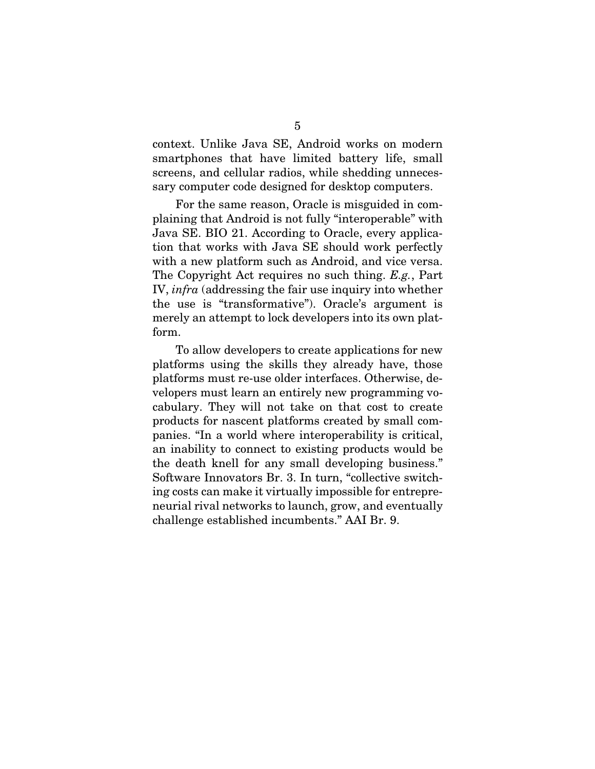context. Unlike Java SE, Android works on modern smartphones that have limited battery life, small screens, and cellular radios, while shedding unnecessary computer code designed for desktop computers.

For the same reason, Oracle is misguided in complaining that Android is not fully "interoperable" with Java SE. BIO 21. According to Oracle, every application that works with Java SE should work perfectly with a new platform such as Android, and vice versa. The Copyright Act requires no such thing. *E.g.*, Part IV, *infra* (addressing the fair use inquiry into whether the use is "transformative"). Oracle's argument is merely an attempt to lock developers into its own platform.

To allow developers to create applications for new platforms using the skills they already have, those platforms must re-use older interfaces. Otherwise, developers must learn an entirely new programming vocabulary. They will not take on that cost to create products for nascent platforms created by small companies. "In a world where interoperability is critical, an inability to connect to existing products would be the death knell for any small developing business." Software Innovators Br. 3. In turn, "collective switching costs can make it virtually impossible for entrepreneurial rival networks to launch, grow, and eventually challenge established incumbents." AAI Br. 9.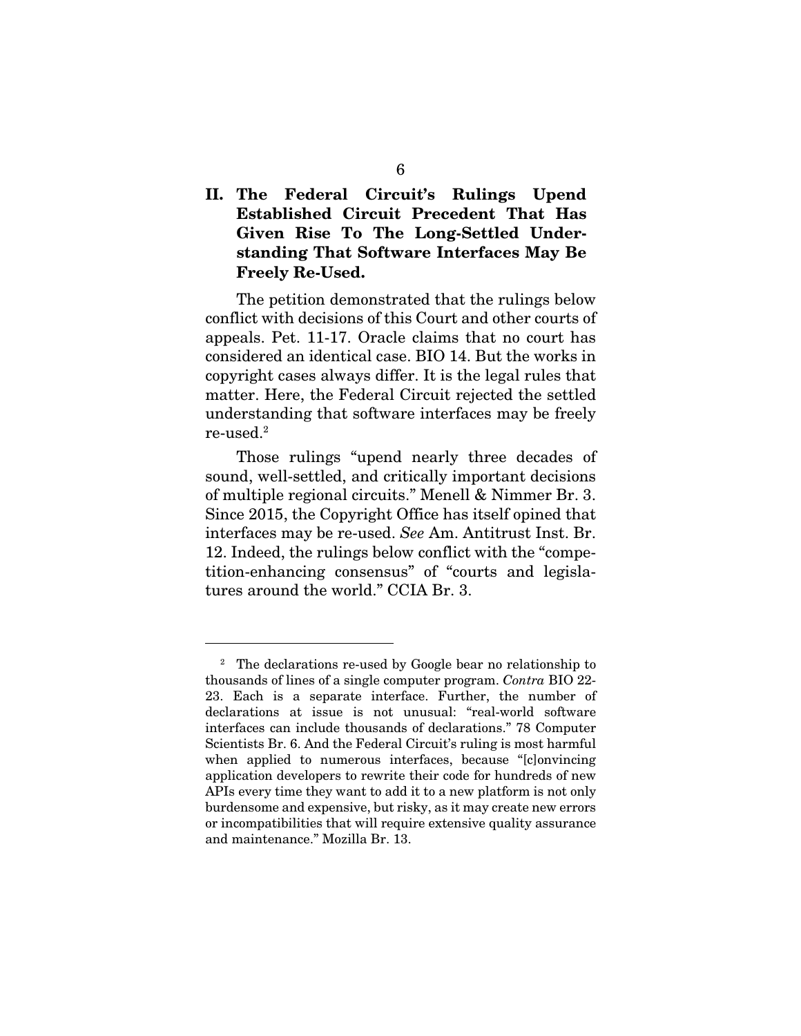## II. The Federal Circuit's Rulings Upend Established Circuit Precedent That Has Given Rise To The Long-Settled Understanding That Software Interfaces May Be Freely Re-Used.

The petition demonstrated that the rulings below conflict with decisions of this Court and other courts of appeals. Pet. 11-17. Oracle claims that no court has considered an identical case. BIO 14. But the works in copyright cases always differ. It is the legal rules that matter. Here, the Federal Circuit rejected the settled understanding that software interfaces may be freely re-used.[2]

Those rulings "upend nearly three decades of sound, well-settled, and critically important decisions of multiple regional circuits." Menell & Nimmer Br. 3. Since 2015, the Copyright Office has itself opined that interfaces may be re-used. *See* Am. Antitrust Inst. Br. 12. Indeed, the rulings below conflict with the "competition-enhancing consensus" of "courts and legislatures around the world." CCIA Br. 3.

---

[2] The declarations re-used by Google bear no relationship to thousands of lines of a single computer program. *Contra* BIO 22-23. Each is a separate interface. Further, the number of declarations at issue is not unusual: "real-world software interfaces can include thousands of declarations." 78 Computer Scientists Br. 6. And the Federal Circuit's ruling is most harmful when applied to numerous interfaces, because "[c]onvincing application developers to rewrite their code for hundreds of new APIs every time they want to add it to a new platform is not only burdensome and expensive, but risky, as it may create new errors or incompatibilities that will require extensive quality assurance and maintenance." Mozilla Br. 13.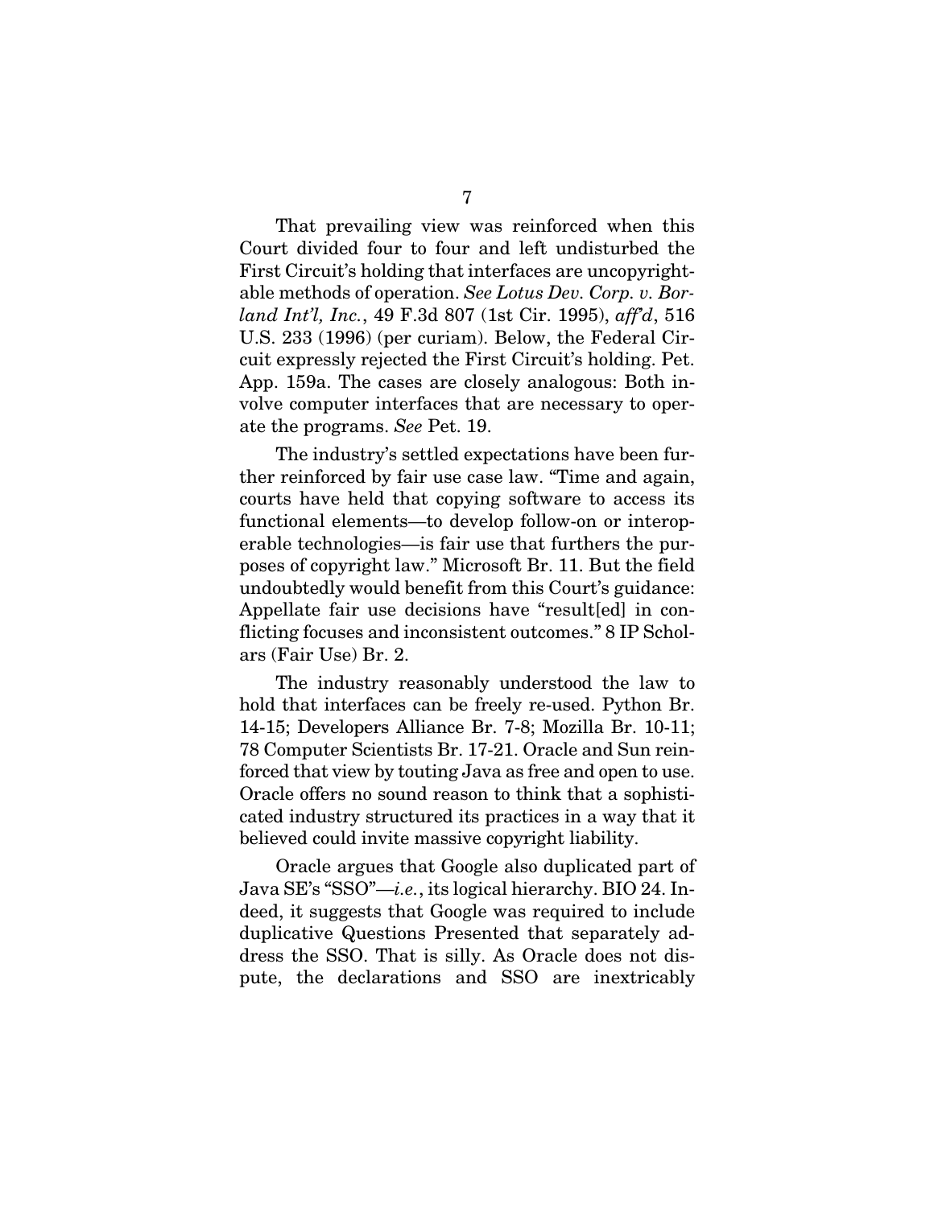That prevailing view was reinforced when this Court divided four to four and left undisturbed the First Circuit's holding that interfaces are uncopyrightable methods of operation. *See Lotus Dev. Corp. v. Borland Int'l, Inc.*, 49 F.3d 807 (1st Cir. 1995), *aff'd*, 516 U.S. 233 (1996) (per curiam). Below, the Federal Circuit expressly rejected the First Circuit's holding. Pet. App. 159a. The cases are closely analogous: Both involve computer interfaces that are necessary to operate the programs. *See* Pet. 19.

The industry's settled expectations have been further reinforced by fair use case law. "Time and again, courts have held that copying software to access its functional elements—to develop follow-on or interoperable technologies—is fair use that furthers the purposes of copyright law." Microsoft Br. 11. But the field undoubtedly would benefit from this Court's guidance: Appellate fair use decisions have "result[ed] in conflicting focuses and inconsistent outcomes." 8 IP Scholars (Fair Use) Br. 2.

The industry reasonably understood the law to hold that interfaces can be freely re-used. Python Br. 14-15; Developers Alliance Br. 7-8; Mozilla Br. 10-11; 78 Computer Scientists Br. 17-21. Oracle and Sun reinforced that view by touting Java as free and open to use. Oracle offers no sound reason to think that a sophisticated industry structured its practices in a way that it believed could invite massive copyright liability.

Oracle argues that Google also duplicated part of Java SE's "SSO"—*i.e.*, its logical hierarchy. BIO 24. Indeed, it suggests that Google was required to include duplicative Questions Presented that separately address the SSO. That is silly. As Oracle does not dispute, the declarations and SSO are inextricably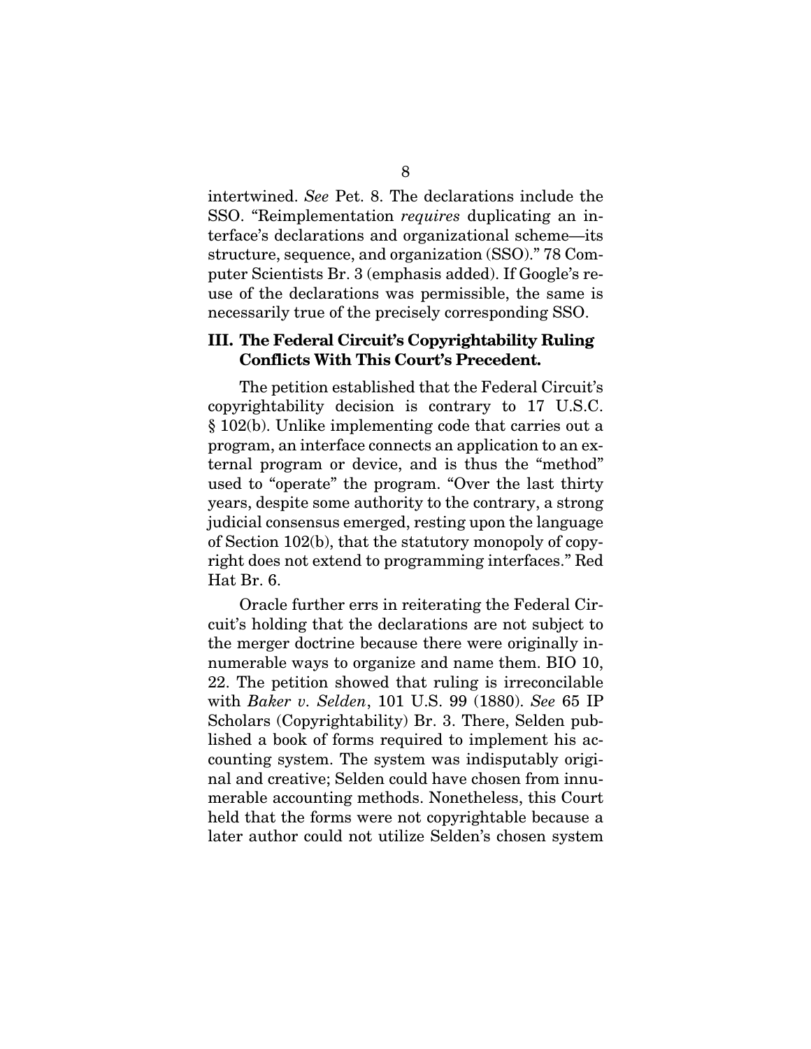intertwined. *See* Pet. 8. The declarations include the SSO. "Reimplementation *requires* duplicating an interface's declarations and organizational scheme—its structure, sequence, and organization (SSO)." 78 Computer Scientists Br. 3 (emphasis added). If Google's reuse of the declarations was permissible, the same is necessarily true of the precisely corresponding SSO.

### III. The Federal Circuit's Copyrightability Ruling Conflicts With This Court's Precedent.

The petition established that the Federal Circuit's copyrightability decision is contrary to 17 U.S.C. § 102(b). Unlike implementing code that carries out a program, an interface connects an application to an external program or device, and is thus the "method" used to "operate" the program. "Over the last thirty years, despite some authority to the contrary, a strong judicial consensus emerged, resting upon the language of Section 102(b), that the statutory monopoly of copyright does not extend to programming interfaces." Red Hat Br. 6.

Oracle further errs in reiterating the Federal Circuit's holding that the declarations are not subject to the merger doctrine because there were originally innumerable ways to organize and name them. BIO 10, 22. The petition showed that ruling is irreconcilable with *Baker v. Selden*, 101 U.S. 99 (1880). *See* 65 IP Scholars (Copyrightability) Br. 3. There, Selden published a book of forms required to implement his accounting system. The system was indisputably original and creative; Selden could have chosen from innumerable accounting methods. Nonetheless, this Court held that the forms were not copyrightable because a later author could not utilize Selden's chosen system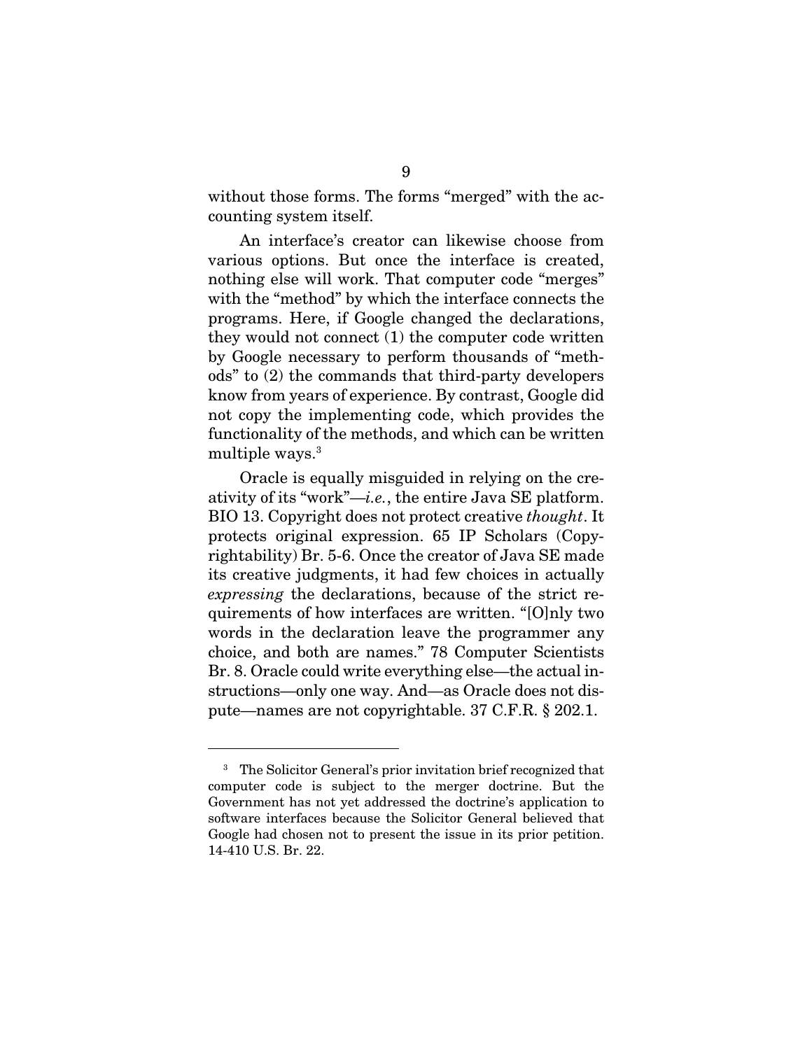without those forms. The forms "merged" with the accounting system itself.

An interface's creator can likewise choose from various options. But once the interface is created, nothing else will work. That computer code "merges" with the "method" by which the interface connects the programs. Here, if Google changed the declarations, they would not connect (1) the computer code written by Google necessary to perform thousands of "methods" to (2) the commands that third-party developers know from years of experience. By contrast, Google did not copy the implementing code, which provides the functionality of the methods, and which can be written multiple ways.[3]

Oracle is equally misguided in relying on the creativity of its "work"—*i.e.*, the entire Java SE platform. BIO 13. Copyright does not protect creative *thought*. It protects original expression. 65 IP Scholars (Copyrightability) Br. 5-6. Once the creator of Java SE made its creative judgments, it had few choices in actually *expressing* the declarations, because of the strict requirements of how interfaces are written. "[O]nly two words in the declaration leave the programmer any choice, and both are names." 78 Computer Scientists Br. 8. Oracle could write everything else—the actual instructions—only one way. And—as Oracle does not dispute—names are not copyrightable. 37 C.F.R. § 202.1.

---

[3] The Solicitor General's prior invitation brief recognized that computer code is subject to the merger doctrine. But the Government has not yet addressed the doctrine's application to software interfaces because the Solicitor General believed that Google had chosen not to present the issue in its prior petition. 14-410 U.S. Br. 22.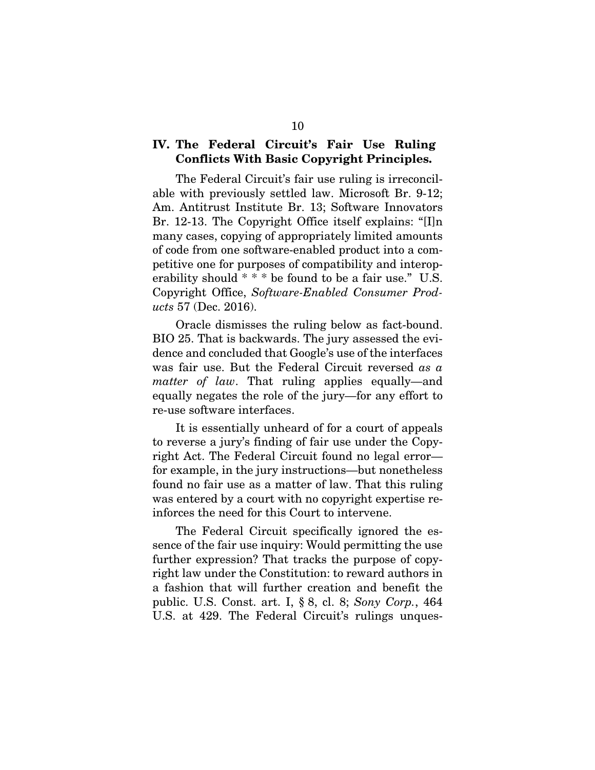## IV. The Federal Circuit's Fair Use Ruling Conflicts With Basic Copyright Principles.

The Federal Circuit's fair use ruling is irreconcilable with previously settled law. Microsoft Br. 9-12; Am. Antitrust Institute Br. 13; Software Innovators Br. 12-13. The Copyright Office itself explains: "[I]n many cases, copying of appropriately limited amounts of code from one software-enabled product into a competitive one for purposes of compatibility and interoperability should * * * be found to be a fair use." U.S. Copyright Office, *Software-Enabled Consumer Products* 57 (Dec. 2016).

Oracle dismisses the ruling below as fact-bound. BIO 25. That is backwards. The jury assessed the evidence and concluded that Google's use of the interfaces was fair use. But the Federal Circuit reversed *as a matter of law*. That ruling applies equally—and equally negates the role of the jury—for any effort to re-use software interfaces.

It is essentially unheard of for a court of appeals to reverse a jury's finding of fair use under the Copyright Act. The Federal Circuit found no legal error—for example, in the jury instructions—but nonetheless found no fair use as a matter of law. That this ruling was entered by a court with no copyright expertise reinforces the need for this Court to intervene.

The Federal Circuit specifically ignored the essence of the fair use inquiry: Would permitting the use further expression? That tracks the purpose of copyright law under the Constitution: to reward authors in a fashion that will further creation and benefit the public. U.S. Const. art. I, § 8, cl. 8; *Sony Corp.*, 464 U.S. at 429. The Federal Circuit's rulings unques-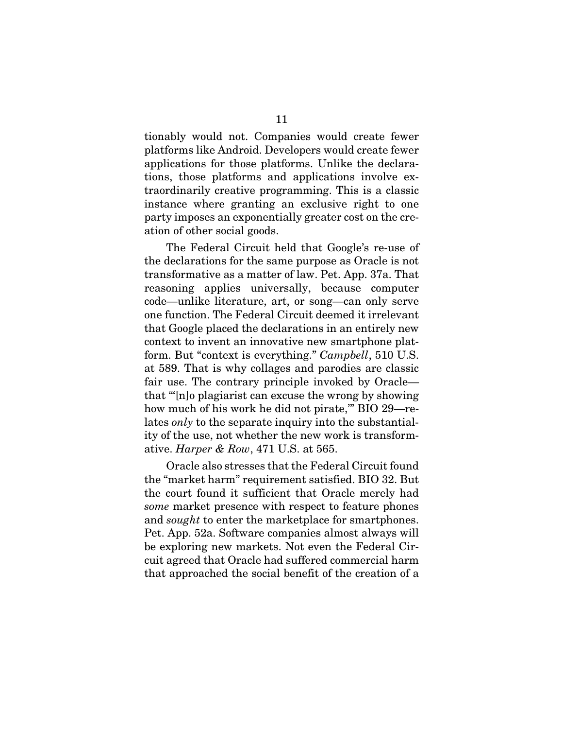tionably would not. Companies would create fewer platforms like Android. Developers would create fewer applications for those platforms. Unlike the declarations, those platforms and applications involve extraordinarily creative programming. This is a classic instance where granting an exclusive right to one party imposes an exponentially greater cost on the creation of other social goods.

The Federal Circuit held that Google's re-use of the declarations for the same purpose as Oracle is not transformative as a matter of law. Pet. App. 37a. That reasoning applies universally, because computer code—unlike literature, art, or song—can only serve one function. The Federal Circuit deemed it irrelevant that Google placed the declarations in an entirely new context to invent an innovative new smartphone platform. But "context is everything." *Campbell*, 510 U.S. at 589. That is why collages and parodies are classic fair use. The contrary principle invoked by Oracle—that "'[n]o plagiarist can excuse the wrong by showing how much of his work he did not pirate,'" BIO 29—relates *only* to the separate inquiry into the substantiality of the use, not whether the new work is transformative. *Harper & Row*, 471 U.S. at 565.

Oracle also stresses that the Federal Circuit found the "market harm" requirement satisfied. BIO 32. But the court found it sufficient that Oracle merely had *some* market presence with respect to feature phones and *sought* to enter the marketplace for smartphones. Pet. App. 52a. Software companies almost always will be exploring new markets. Not even the Federal Circuit agreed that Oracle had suffered commercial harm that approached the social benefit of the creation of a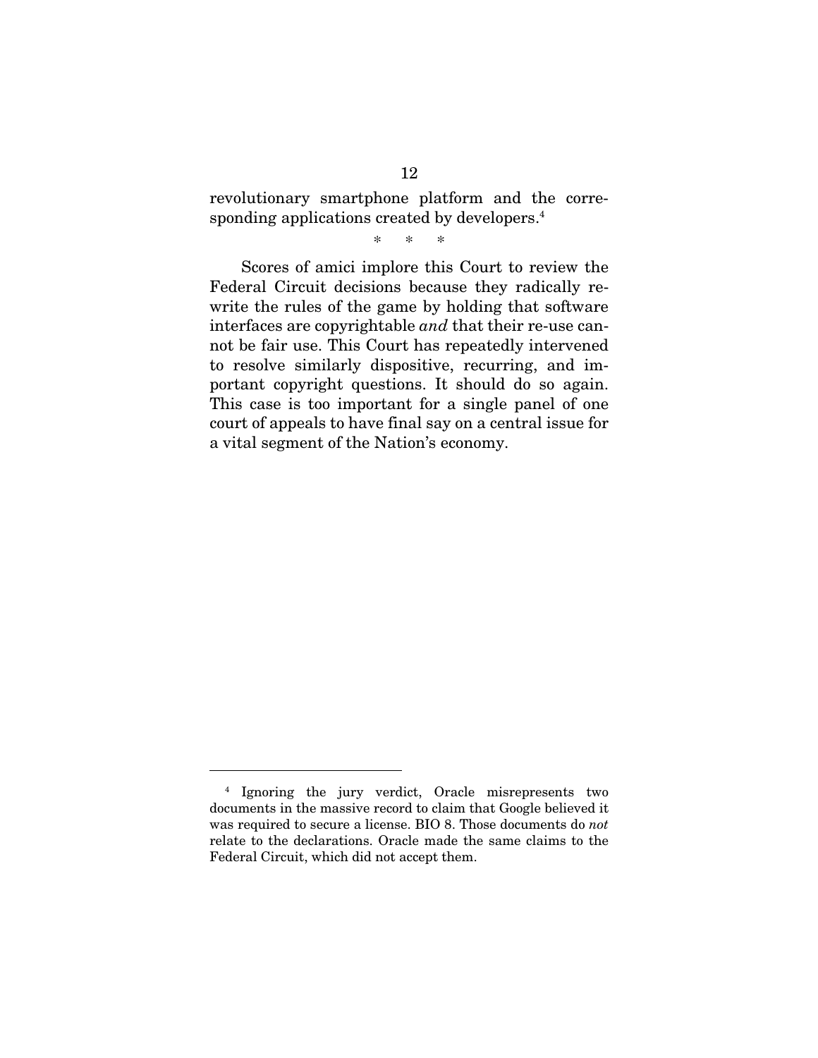revolutionary smartphone platform and the corresponding applications created by developers.[4]

\* \* \*

Scores of amici implore this Court to review the Federal Circuit decisions because they radically rewrite the rules of the game by holding that software interfaces are copyrightable *and* that their re-use cannot be fair use. This Court has repeatedly intervened to resolve similarly dispositive, recurring, and important copyright questions. It should do so again. This case is too important for a single panel of one court of appeals to have final say on a central issue for a vital segment of the Nation's economy.

---

[4] Ignoring the jury verdict, Oracle misrepresents two documents in the massive record to claim that Google believed it was required to secure a license. BIO 8. Those documents do *not* relate to the declarations. Oracle made the same claims to the Federal Circuit, which did not accept them.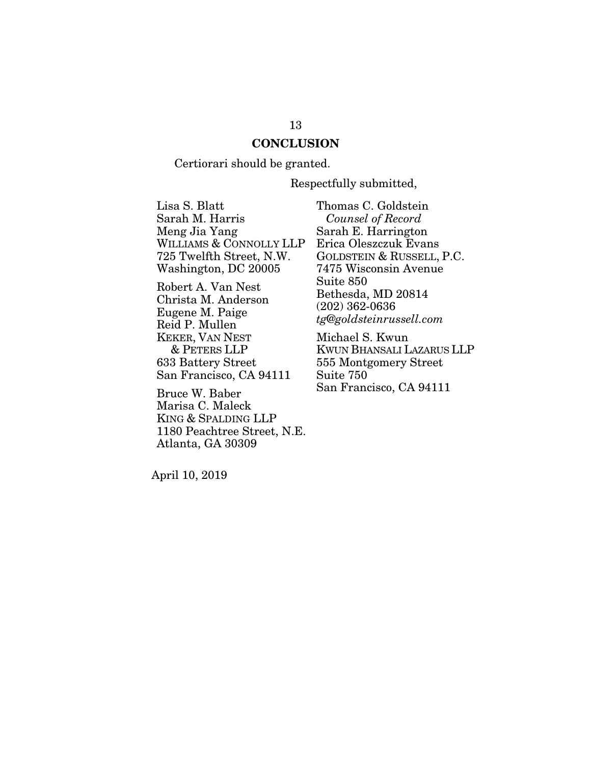## CONCLUSION

Certiorari should be granted.

Respectfully submitted,

Lisa S. Blatt
Sarah M. Harris
Meng Jia Yang
WILLIAMS & CONNOLLY LLP
725 Twelfth Street, N.W.
Washington, DC 20005

Robert A. Van Nest
Christa M. Anderson
Eugene M. Paige
Reid P. Mullen
KEKER, VAN NEST & PETERS LLP
633 Battery Street
San Francisco, CA 94111

Bruce W. Baber
Marisa C. Maleck
KING & SPALDING LLP
1180 Peachtree Street, N.E.
Atlanta, GA 30309

Thomas C. Goldstein
*Counsel of Record*
Sarah E. Harrington
Erica Oleszczuk Evans
GOLDSTEIN & RUSSELL, P.C.
7475 Wisconsin Avenue
Suite 850
Bethesda, MD 20814
(202) 362-0636
*tg@goldsteinrussell.com*

Michael S. Kwun
KWUN BHANSALI LAZARUS LLP
555 Montgomery Street
Suite 750
San Francisco, CA 94111

April 10, 2019